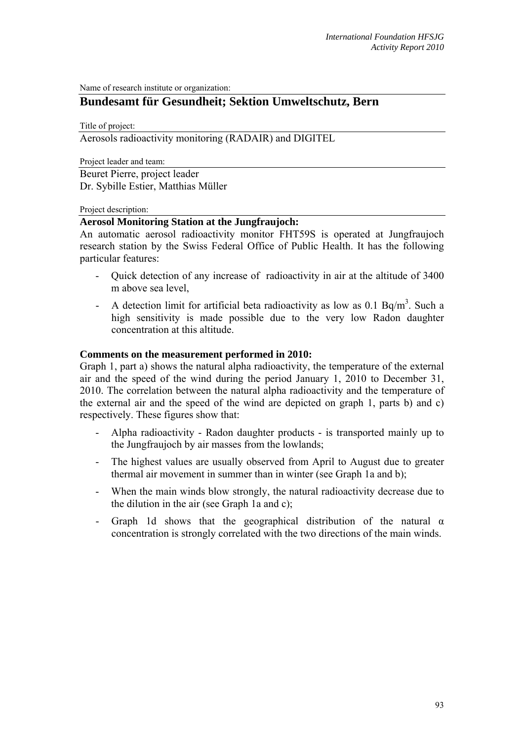Name of research institute or organization:

## Bundesamt für Gesundheit; Sektion Umweltschutz, Bern

Title of project:

Aerosols radioactivity monitoring (RADAIR) and DIGITEL

Project leader and team:

Beuret Pierre, project leader
Dr. Sybille Estier, Matthias Müller

Project description:

**Aerosol Monitoring Station at the Jungfraujoch:**

An automatic aerosol radioactivity monitor FHT59S is operated at Jungfraujoch research station by the Swiss Federal Office of Public Health. It has the following particular features:

- Quick detection of any increase of radioactivity in air at the altitude of 3400 m above sea level,
- A detection limit for artificial beta radioactivity as low as 0.1 Bq/m$^3$. Such a high sensitivity is made possible due to the very low Radon daughter concentration at this altitude.

**Comments on the measurement performed in 2010:**

Graph 1, part a) shows the natural alpha radioactivity, the temperature of the external air and the speed of the wind during the period January 1, 2010 to December 31, 2010. The correlation between the natural alpha radioactivity and the temperature of the external air and the speed of the wind are depicted on graph 1, parts b) and c) respectively. These figures show that:

- Alpha radioactivity - Radon daughter products - is transported mainly up to the Jungfraujoch by air masses from the lowlands;
- The highest values are usually observed from April to August due to greater thermal air movement in summer than in winter (see Graph 1a and b);
- When the main winds blow strongly, the natural radioactivity decrease due to the dilution in the air (see Graph 1a and c);
- Graph 1d shows that the geographical distribution of the natural $\alpha$ concentration is strongly correlated with the two directions of the main winds.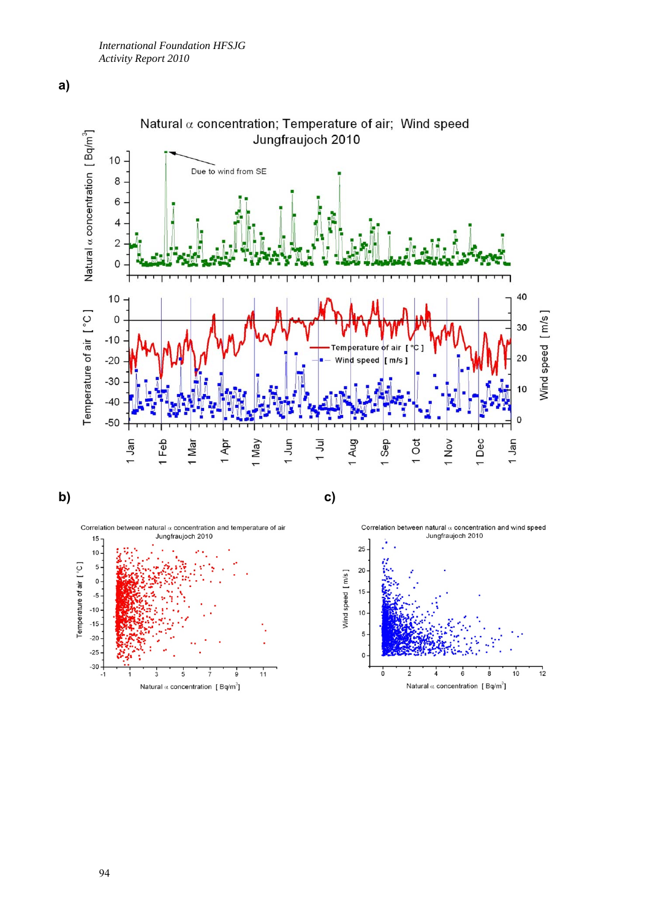a)

Natural α concentration; Temperature of air; Wind speed
Jungfraujoch 2010

b)

Correlation between natural α concentration and temperature of air
Jungfraujoch 2010

c)

Correlation between natural α concentration and wind speed
Jungfraujoch 2010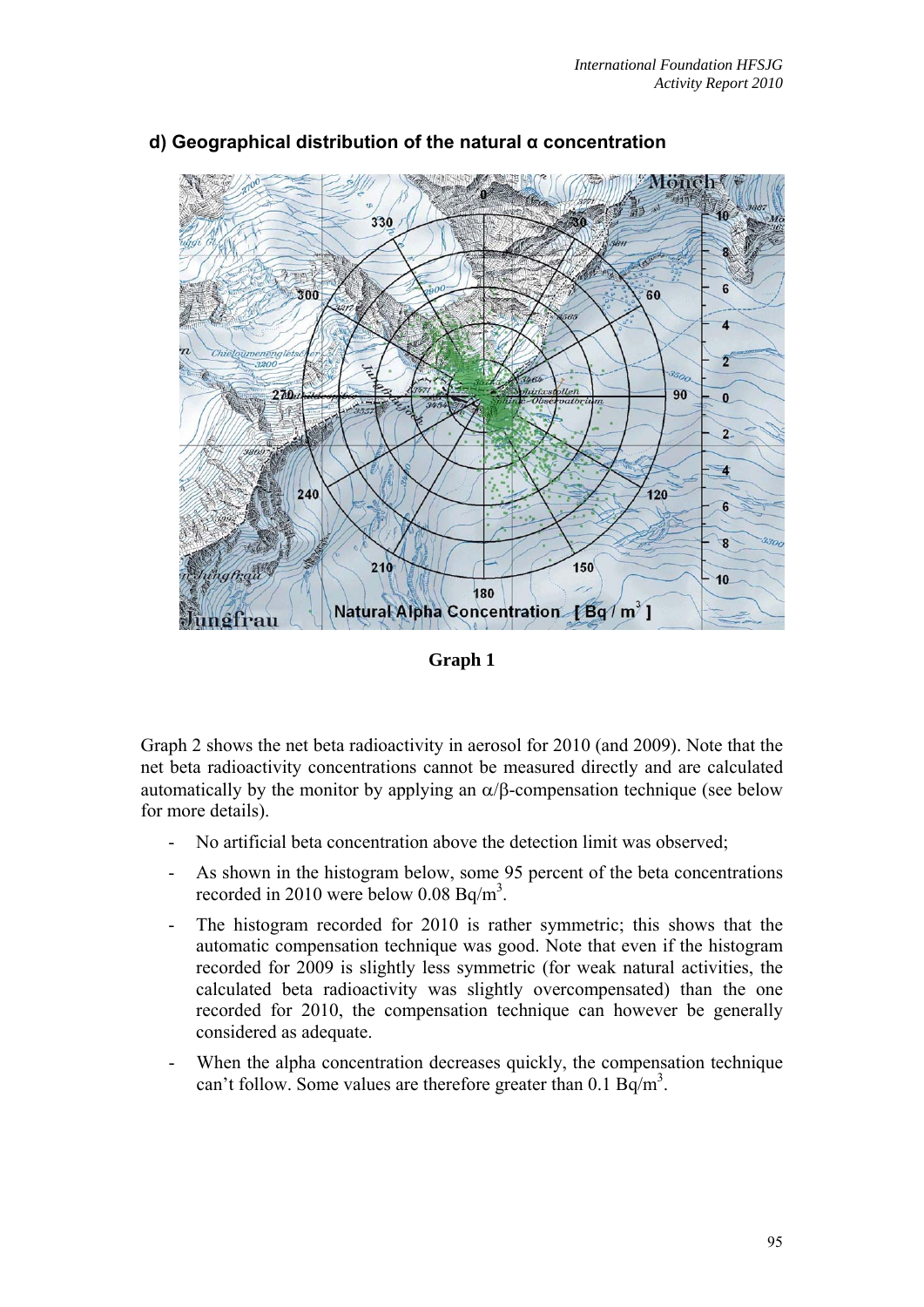### d) Geographical distribution of the natural α concentration

**Graph 1**

Graph 2 shows the net beta radioactivity in aerosol for 2010 (and 2009). Note that the net beta radioactivity concentrations cannot be measured directly and are calculated automatically by the monitor by applying an $\alpha/\beta$-compensation technique (see below for more details).

- No artificial beta concentration above the detection limit was observed;
- As shown in the histogram below, some 95 percent of the beta concentrations recorded in 2010 were below 0.08 $Bq/m^3$.
- The histogram recorded for 2010 is rather symmetric; this shows that the automatic compensation technique was good. Note that even if the histogram recorded for 2009 is slightly less symmetric (for weak natural activities, the calculated beta radioactivity was slightly overcompensated) than the one recorded for 2010, the compensation technique can however be generally considered as adequate.
- When the alpha concentration decreases quickly, the compensation technique can't follow. Some values are therefore greater than 0.1 $Bq/m^3$.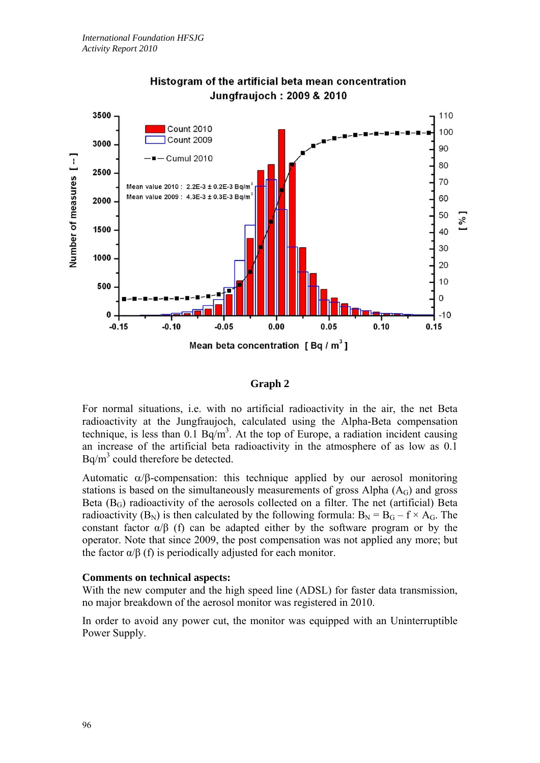Histogram of the artificial beta mean concentration
Jungfraujoch : 2009 & 2010

Mean value 2010 : 2.2E-3 ± 0.2E-3 Bq/m³
Mean value 2009 : 4.3E-3 ± 0.3E-3 Bq/m³

**Graph 2**

For normal situations, i.e. with no artificial radioactivity in the air, the net Beta radioactivity at the Jungfraujoch, calculated using the Alpha-Beta compensation technique, is less than 0.1 Bq/m³. At the top of Europe, a radiation incident causing an increase of the artificial beta radioactivity in the atmosphere of as low as 0.1 Bq/m³ could therefore be detected.

Automatic α/β-compensation: this technique applied by our aerosol monitoring stations is based on the simultaneously measurements of gross Alpha ($A_G$) and gross Beta ($B_G$) radioactivity of the aerosols collected on a filter. The net (artificial) Beta radioactivity ($B_N$) is then calculated by the following formula: $B_N = B_G - f \times A_G$. The constant factor α/β (f) can be adapted either by the software program or by the operator. Note that since 2009, the post compensation was not applied any more; but the factor α/β (f) is periodically adjusted for each monitor.

**Comments on technical aspects:**
With the new computer and the high speed line (ADSL) for faster data transmission, no major breakdown of the aerosol monitor was registered in 2010.

In order to avoid any power cut, the monitor was equipped with an Uninterruptible Power Supply.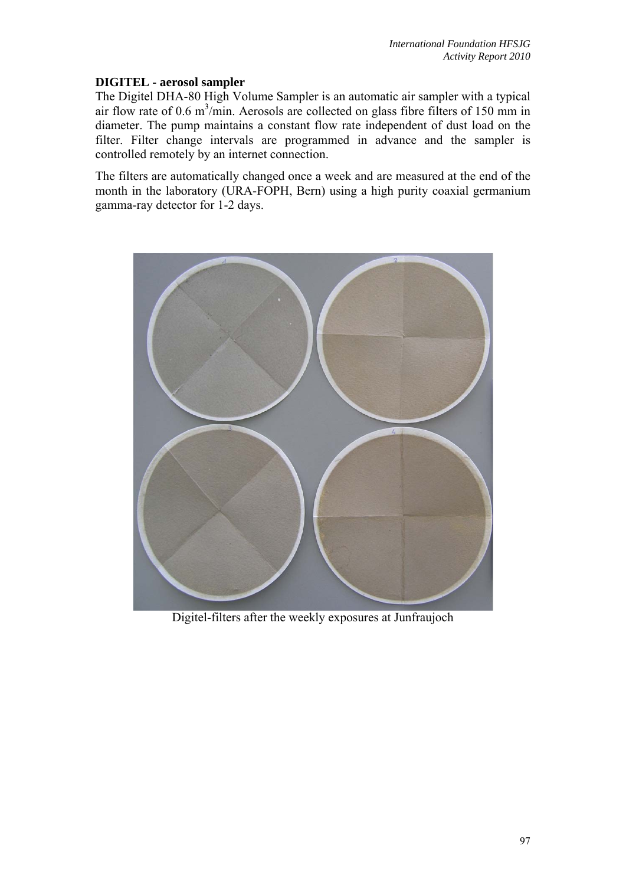### DIGITEL - aerosol sampler

The Digitel DHA-80 High Volume Sampler is an automatic air sampler with a typical air flow rate of 0.6 $m^3$/min. Aerosols are collected on glass fibre filters of 150 mm in diameter. The pump maintains a constant flow rate independent of dust load on the filter. Filter change intervals are programmed in advance and the sampler is controlled remotely by an internet connection.

The filters are automatically changed once a week and are measured at the end of the month in the laboratory (URA-FOPH, Bern) using a high purity coaxial germanium gamma-ray detector for 1-2 days.

Digitel-filters after the weekly exposures at Junfraujoch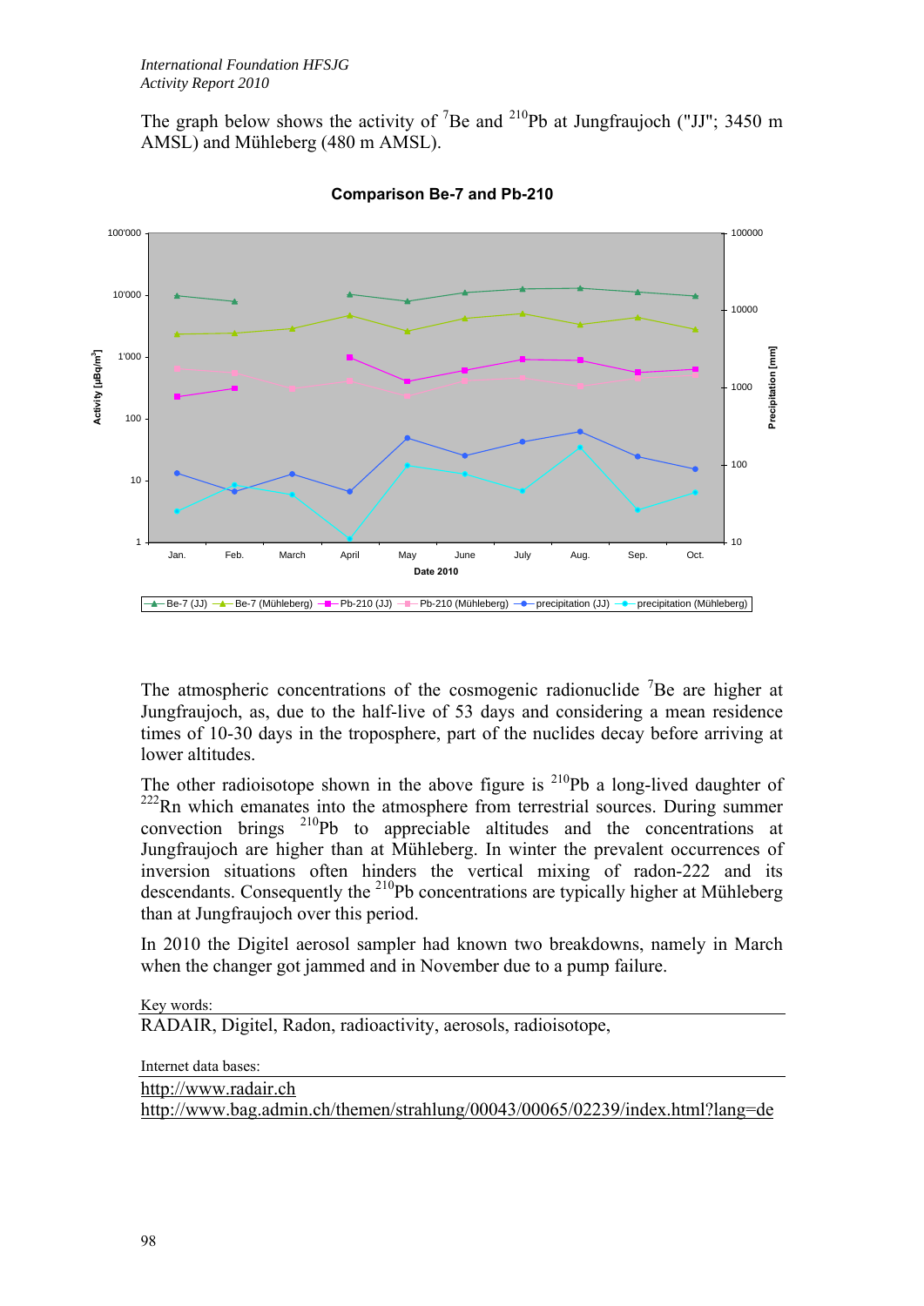The graph below shows the activity of $^{7}$Be and $^{210}$Pb at Jungfraujoch ("JJ"; 3450 m AMSL) and Mühleberg (480 m AMSL).

**Comparison Be-7 and Pb-210**

The atmospheric concentrations of the cosmogenic radionuclide $^{7}$Be are higher at Jungfraujoch, as, due to the half-live of 53 days and considering a mean residence times of 10-30 days in the troposphere, part of the nuclides decay before arriving at lower altitudes.

The other radioisotope shown in the above figure is $^{210}$Pb a long-lived daughter of $^{222}$Rn which emanates into the atmosphere from terrestrial sources. During summer convection brings $^{210}$Pb to appreciable altitudes and the concentrations at Jungfraujoch are higher than at Mühleberg. In winter the prevalent occurrences of inversion situations often hinders the vertical mixing of radon-222 and its descendants. Consequently the $^{210}$Pb concentrations are typically higher at Mühleberg than at Jungfraujoch over this period.

In 2010 the Digitel aerosol sampler had known two breakdowns, namely in March when the changer got jammed and in November due to a pump failure.

Key words:

RADAIR, Digitel, Radon, radioactivity, aerosols, radioisotope,

Internet data bases:

http://www.radair.ch
http://www.bag.admin.ch/themen/strahlung/00043/00065/02239/index.html?lang=de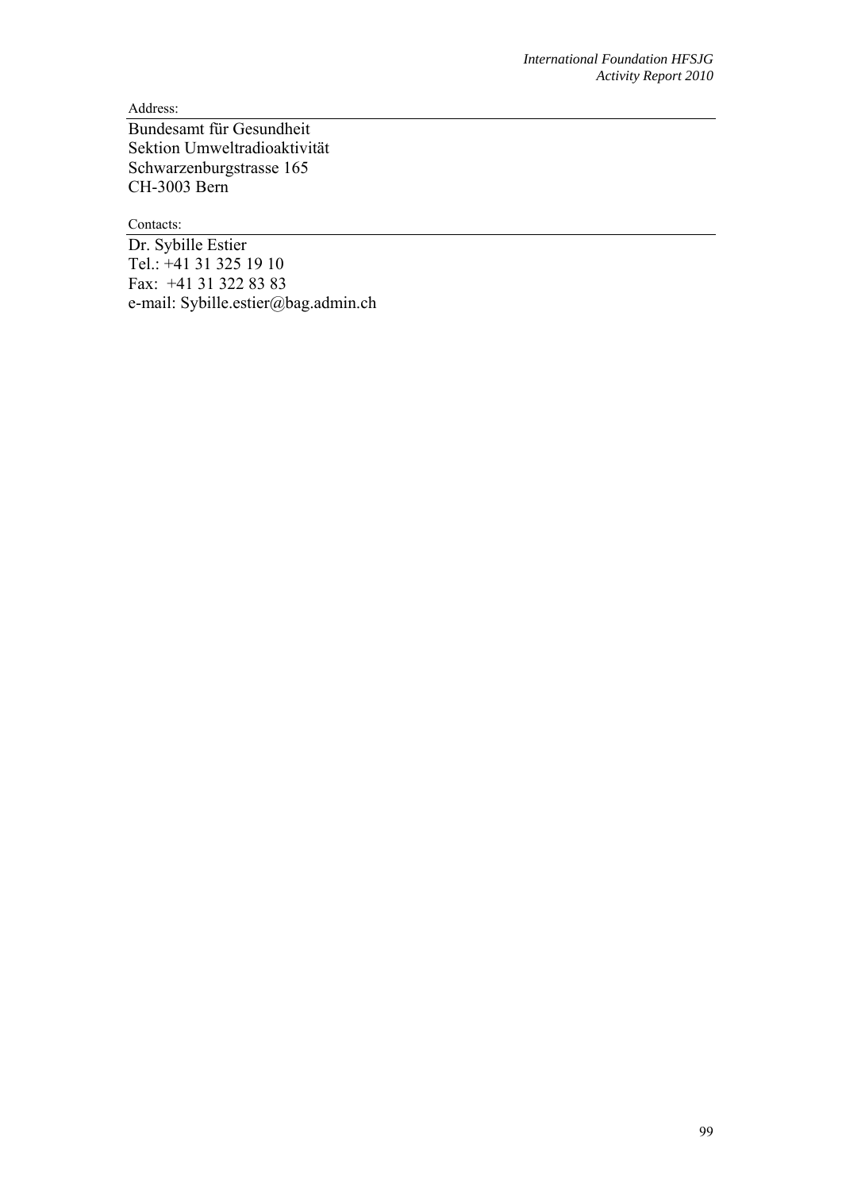Address:

Bundesamt für Gesundheit
Sektion Umweltradioaktivität
Schwarzenburgstrasse 165
CH-3003 Bern

Contacts:

Dr. Sybille Estier
Tel.: +41 31 325 19 10
Fax: +41 31 322 83 83
e-mail: Sybille.estier@bag.admin.ch